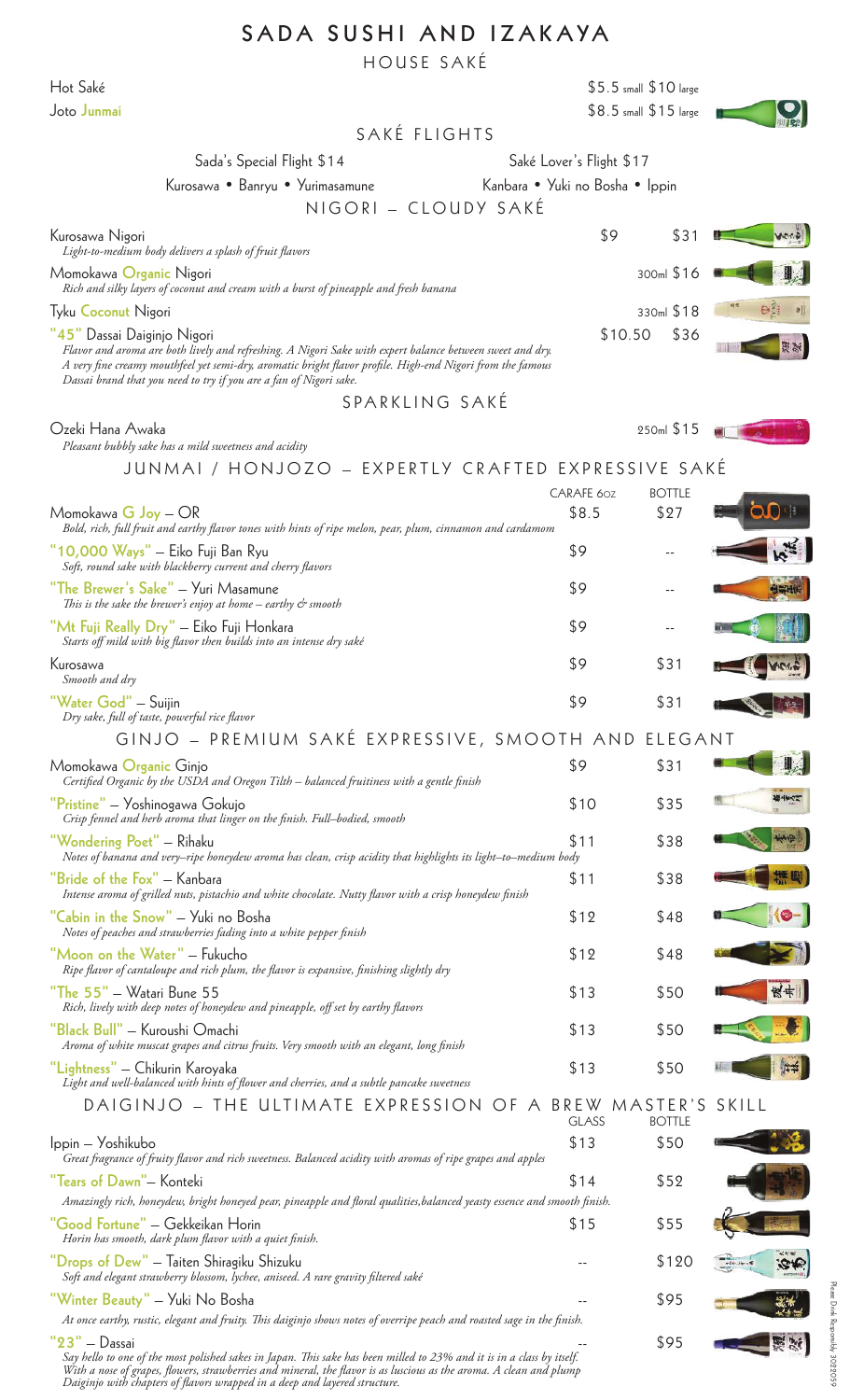# SADA SUSHI AND IZAKAYA

## HOUSE SAKÉ

| | |
|---|---|
| Hot Saké | $5.5 small $10 large |
| Joto Junmai | $8.5 small $15 large |

## SAKÉ FLIGHTS

**Sada's Special Flight $14**
Kurosawa • Banryu • Yurimasamune

**Saké Lover's Flight $17**
Kanbara • Yuki no Bosha • Ippin

## NIGORI – CLOUDY SAKÉ

| Saké | Glass | Bottle |
|---|---|---|
| Kurosawa Nigori<br>*Light-to-medium body delivers a splash of fruit flavors* | $9 | $31 |
| Momokawa Organic Nigori<br>*Rich and silky layers of coconut and cream with a burst of pineapple and fresh banana* | | 300ml $16 |
| Tyku Coconut Nigori | | 330ml $18 |
| "45" Dassai Daiginjo Nigori<br>*Flavor and aroma are both lively and refreshing. A Nigori Sake with expert balance between sweet and dry. A very fine creamy mouthfeel yet semi-dry, aromatic bright flavor profile. High-end Nigori from the famous Dassai brand that you need to try if you are a fan of Nigori sake.* | $10.50 | $36 |

## SPARKLING SAKÉ

| Saké | Bottle |
|---|---|
| Ozeki Hana Awaka<br>*Pleasant bubbly sake has a mild sweetness and acidity* | 250ml $15 |

## JUNMAI / HONJOZO – EXPERTLY CRAFTED EXPRESSIVE SAKÉ

| Saké | CARAFE 6OZ | BOTTLE |
|---|---|---|
| Momokawa G Joy – OR<br>*Bold, rich, full fruit and earthy flavor tones with hints of ripe melon, pear, plum, cinnamon and cardamom* | $8.5 | $27 |
| "10,000 Ways" – Eiko Fuji Ban Ryu<br>*Soft, round sake with blackberry current and cherry flavors* | $9 | -- |
| "The Brewer's Sake" – Yuri Masamune<br>*This is the sake the brewer's enjoy at home – earthy & smooth* | $9 | -- |
| "Mt Fuji Really Dry" – Eiko Fuji Honkara<br>*Starts off mild with big flavor then builds into an intense dry saké* | $9 | -- |
| Kurosawa<br>*Smooth and dry* | $9 | $31 |
| "Water God" – Suijin<br>*Dry sake, full of taste, powerful rice flavor* | $9 | $31 |

## GINJO – PREMIUM SAKÉ EXPRESSIVE, SMOOTH AND ELEGANT

| Saké | Carafe | Bottle |
|---|---|---|
| Momokawa Organic Ginjo<br>*Certified Organic by the USDA and Oregon Tilth – balanced fruitiness with a gentle finish* | $9 | $31 |
| "Pristine" – Yoshinogawa Gokujo<br>*Crisp fennel and herb aroma that linger on the finish. Full–bodied, smooth* | $10 | $35 |
| "Wondering Poet" – Rihaku<br>*Notes of banana and very–ripe honeydew aroma has clean, crisp acidity that highlights its light–to–medium body* | $11 | $38 |
| "Bride of the Fox" – Kanbara<br>*Intense aroma of grilled nuts, pistachio and white chocolate. Nutty flavor with a crisp honeydew finish* | $11 | $38 |
| "Cabin in the Snow" – Yuki no Bosha<br>*Notes of peaches and strawberries fading into a white pepper finish* | $12 | $48 |
| "Moon on the Water" – Fukucho<br>*Ripe flavor of cantaloupe and rich plum, the flavor is expansive, finishing slightly dry* | $12 | $48 |
| "The 55" – Watari Bune 55<br>*Rich, lively with deep notes of honeydew and pineapple, off set by earthy flavors* | $13 | $50 |
| "Black Bull" – Kuroushi Omachi<br>*Aroma of white muscat grapes and citrus fruits. Very smooth with an elegant, long finish* | $13 | $50 |
| "Lightness" – Chikurin Karoyaka<br>*Light and well-balanced with hints of flower and cherries, and a subtle pancake sweetness* | $13 | $50 |

## DAIGINJO – THE ULTIMATE EXPRESSION OF A BREW MASTER'S SKILL

| Saké | GLASS | BOTTLE |
|---|---|---|
| Ippin – Yoshikubo<br>*Great fragrance of fruity flavor and rich sweetness. Balanced acidity with aromas of ripe grapes and apples* | $13 | $50 |
| "Tears of Dawn"– Konteki<br>*Amazingly rich, honeydew, bright honeyed pear, pineapple and floral qualities,balanced yeasty essence and smooth finish.* | $14 | $52 |
| "Good Fortune" – Gekkeikan Horin<br>*Horin has smooth, dark plum flavor with a quiet finish.* | $15 | $55 |
| "Drops of Dew" – Taiten Shiragiku Shizuku<br>*Soft and elegant strawberry blossom, lychee, aniseed. A rare gravity filtered saké* | -- | $120 |
| "Winter Beauty" – Yuki No Bosha<br>*At once earthy, rustic, elegant and fruity. This daiginjo shows notes of overripe peach and roasted sage in the finish.* | -- | $95 |
| "23" – Dassai<br>*Say hello to one of the most polished sakes in Japan. This sake has been milled to 23% and it is in a class by itself. With a nose of grapes, flowers, strawberries and mineral, the flavor is as luscious as the aroma. A clean and plump Daiginjo with chapters of flavors wrapped in a deep and layered structure.* | -- | $95 |

Please Drink Responsibly 3082059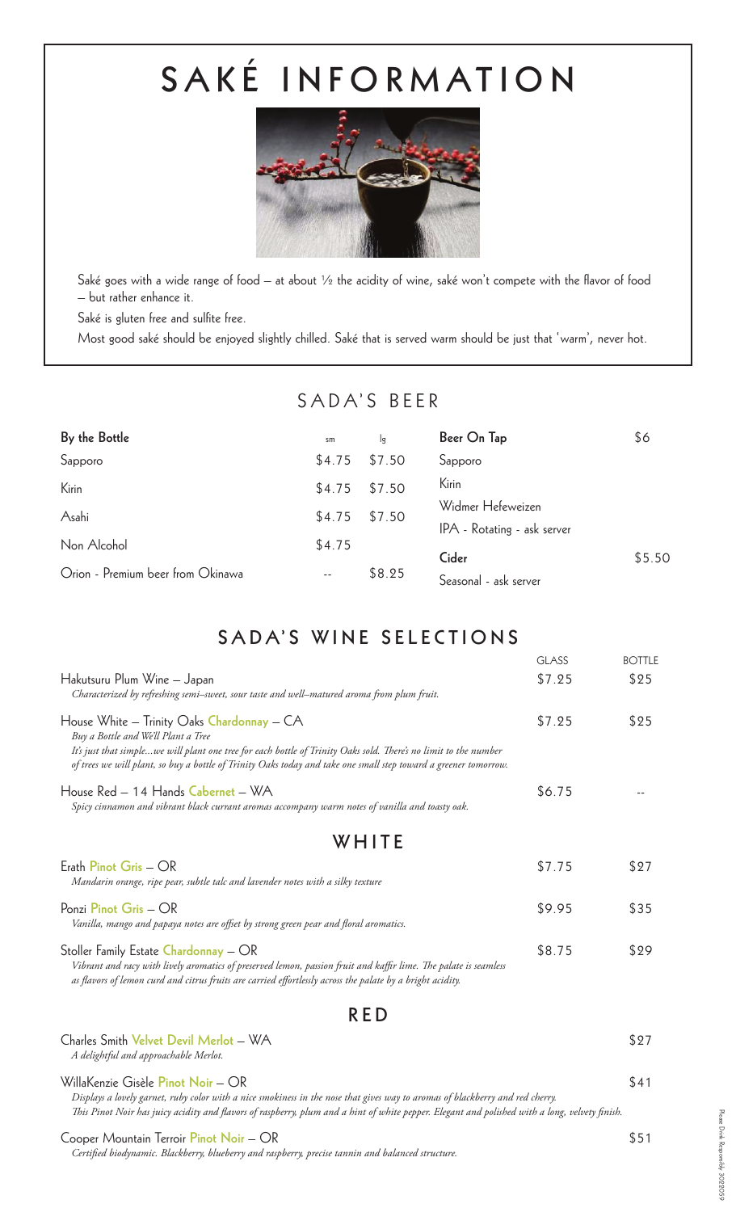# SAKÉ INFORMATION

Saké goes with a wide range of food – at about ½ the acidity of wine, saké won't compete with the flavor of food – but rather enhance it.

Saké is gluten free and sulfite free.

Most good saké should be enjoyed slightly chilled. Saké that is served warm should be just that 'warm', never hot.

## SADA'S BEER

| By the Bottle | sm | lg |
|---|---|---|
| Sapporo | $4.75 | $7.50 |
| Kirin | $4.75 | $7.50 |
| Asahi | $4.75 | $7.50 |
| Non Alcohol | $4.75 | |
| Orion - Premium beer from Okinawa | -- | $8.25 |

| Beer On Tap | $6 |
|---|---|
| Sapporo | |
| Kirin | |
| Widmer Hefeweizen | |
| IPA - Rotating - ask server | |
| **Cider** | $5.50 |
| Seasonal - ask server | |

## SADA'S WINE SELECTIONS

| | GLASS | BOTTLE |
|---|---|---|
| Hakutsuru Plum Wine – Japan<br>*Characterized by refreshing semi–sweet, sour taste and well–matured aroma from plum fruit.* | $7.25 | $25 |
| House White – Trinity Oaks Chardonnay – CA<br>*Buy a Bottle and We'll Plant a Tree*<br>*It's just that simple...we will plant one tree for each bottle of Trinity Oaks sold. There's no limit to the number of trees we will plant, so buy a bottle of Trinity Oaks today and take one small step toward a greener tomorrow.* | $7.25 | $25 |
| House Red – 14 Hands Cabernet – WA<br>*Spicy cinnamon and vibrant black currant aromas accompany warm notes of vanilla and toasty oak.* | $6.75 | -- |

### WHITE

| | GLASS | BOTTLE |
|---|---|---|
| Erath Pinot Gris – OR<br>*Mandarin orange, ripe pear, subtle talc and lavender notes with a silky texture* | $7.75 | $27 |
| Ponzi Pinot Gris – OR<br>*Vanilla, mango and papaya notes are offset by strong green pear and floral aromatics.* | $9.95 | $35 |
| Stoller Family Estate Chardonnay – OR<br>*Vibrant and racy with lively aromatics of preserved lemon, passion fruit and kaffir lime. The palate is seamless as flavors of lemon curd and citrus fruits are carried effortlessly across the palate by a bright acidity.* | $8.75 | $29 |

### RED

| | GLASS | BOTTLE |
|---|---|---|
| Charles Smith Velvet Devil Merlot – WA<br>*A delightful and approachable Merlot.* | | $27 |
| WillaKenzie Gisèle Pinot Noir – OR<br>*Displays a lovely garnet, ruby color with a nice smokiness in the nose that gives way to aromas of blackberry and red cherry. This Pinot Noir has juicy acidity and flavors of raspberry, plum and a hint of white pepper. Elegant and polished with a long, velvety finish.* | | $41 |
| Cooper Mountain Terroir Pinot Noir – OR<br>*Certified biodynamic. Blackberry, blueberry and raspberry, precise tannin and balanced structure.* | | $51 |

Please Drink Responsibly 3022059